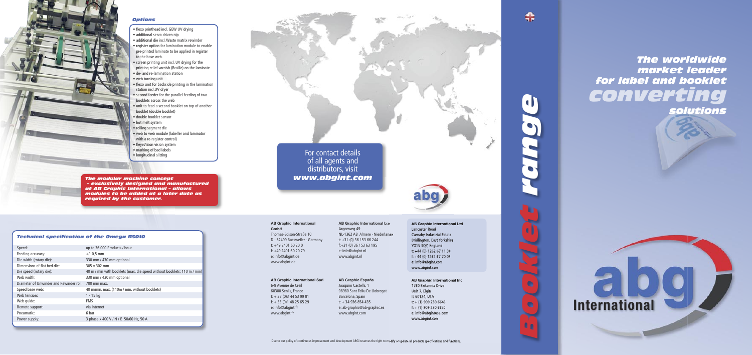### Options

- flexo printhead incl. GEW UV drying
- additional servo driven nip
- additional die incl. Waste matrix rewinder
- register option for lamination module to enable pre-printed laminate to be applied in register to the base web.
- screen printing unit incl. UV drying for the printing relief varnish (Braille) on the laminate.
- de- and re-lamination station
- web turning unit
- flexo unit for backside printing in the lamination station incl.UV dryer
- second feeder for the parallel feeding of two booklets across the web
- unit to feed a second booklet on top of another booklet (double booklet)
- double booklet sensor
- hot melt system
- rolling segment die
- web to web module (labeller and laminator with a re-register control)
- fleyeVision vision system
- marking of bad labels
- longitudinal slitting

***The modular machine concept – exclusively designed and manufactured at AB Graphic International – allows modules to be added at a later date as required by the customer.***

### Technical specification of the Omega B5010

| | |
|---|---|
| Speed: | up to 36.000 Products / hour |
| Feeding accuracy: | +/- 0,5 mm |
| Die width (rotary die): | 330 mm / 430 mm optional |
| Dimensions of flat bed die: | 305 x 302 mm |
| Die speed (rotary die): | 40 m / min with booklets (max. die speed without booklets: 110 m / min) |
| Web width: | 330 mm / 430 mm optional |
| Diameter of Unwinder and Rewinder roll: | 700 mm max. |
| Speed base web: | 40 m/min. max. (110m / min. without booklets) |
| Web tension: | 1 - 15 kg |
| Web guide: | FMS |
| Remote support: | via Internet |
| Pneumatic: | 6 bar |
| Power supply: | 3 phase x 400 V / N / E 50/60 Hz, 50 A |

For contact details of all agents and distributors, visit
***www.abgint.com***

**AB Graphic International GmbH**
Thomas-Edison-Straße 10
D - 52499 Baesweiler - Germany
t: +49 2401 60 20 0
f: +49 2401 60 20 79
e: info@abgint.de
www.abgint.de

**AB Graphic International b.v.**
Argonweg 49
NL-1362 AB Almere - Niederlande
t: +31 (0) 36 / 53 66 244
f:+31 (0) 36 / 53 63 195
e: info@abgint.nl
www.abgint.nl

**AB Graphic International Ltd**
Lancaster Road
Carnaby Industrial Estate
Bridlington, East Yorkshire
YO15 3QY, England
t: +44 (0) 1262 67 11 38
f: +44 (0) 1262 67 70 09
e: info@abgint.com
www.abgint.com

**AB Graphic International Sarl**
6-8 Avenue de Creil
60300 Senlis, France
t: + 33 (0)3 44 53 99 81
f: + 33 (0)1 48 25 65 29
e: info@abgint.fr
www.abgint.fr

**AB Graphic España**
Joaquim Castells, 1
08980 Sant Feliu De Llobregat
Barcelona, Spain
t: + 34 936 854 435
e: ab-graphic@ab-graphic.es
www.abgint.com

**AB Graphic International Inc**
1760 Britannia Drive
Unit 7, Elgin
IL 60124, USA
t: + (1) 909 230 6640
f: + (1) 909 230 6650
e: info@abgintusa.com
www.abgint.com

Due to our policy of continuous improvement and development ABGI reserves the right to modify or update all products specifications and functions.

# Booklet range

## The worldwide market leader for label and booklet *converting* solutions

abg International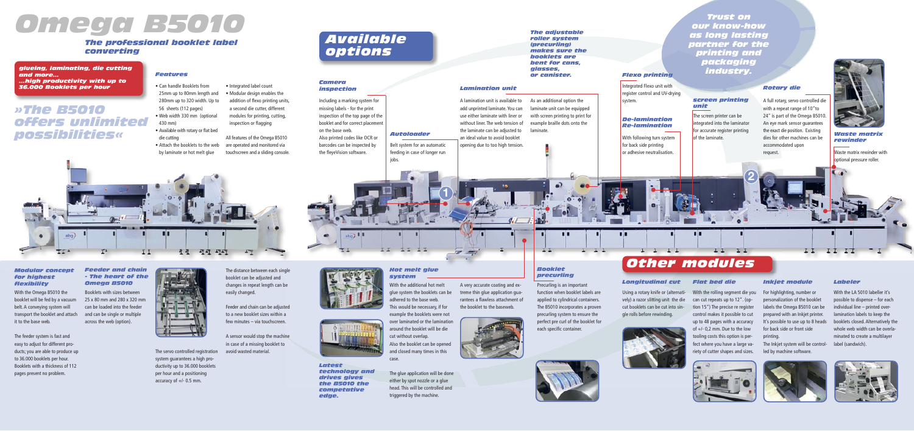# Omega B5010

## The professional booklet label converting

*glueing, laminating, die cutting and more... ...high productivity with up to 36.000 Booklets per hour*

## »The B5010 offers unlimited possibilities«

### Features

- Can handle Booklets from 25mm up to 80mm length and 280mm up to 320 width. Up to 56 sheets (112 pages)
- Web width 330 mm (optional 430 mm)
- Available with rotary or flat bed die cutting
- Attach the booklets to the web by laminate or hot melt glue
- Integrated label count
- Modular design enables the addition of flexo printing units, a second die cutter, different modules for printing, cutting, inspection or flagging

All features of the Omega B5010 are operated and monitored via touchscreen and a sliding console.

### Modular concept for highest flexibility

With the Omega B5010 the booklet will be fed by a vacuum belt. A conveying system will transport the booklet and attach it to the base web.

The feeder system is fast and easy to adjust for different products; you are able to produce up to 36.000 booklets per hour. Booklets with a thickness of 112 pages present no problem.

### Feeder and chain - The heart of the Omega B5010

Booklets with sizes between 25 x 80 mm and 280 x 320 mm can be loaded into the feeder and can be single or multiple across the web (option).

The servo controlled registration system guarantees a high productivity up to 36.000 booklets per hour and a positioning accuracy of +/- 0.5 mm.

The distance between each single booklet can be adjusted and changes in repeat length can be easily changed.

Feeder and chain can be adjusted to a new booklet sizes within a few minutes – via touchscreen.

A sensor would stop the machine in case of a missing booklet to avoid wasted material.

## Available options

### Camera inspection

Including a marking system for missing labels - for the print inspection of the top page of the booklet and for correct placement on the base web.
Also printed codes like OCR or barcodes can be inspected by the fleyeVision software.

### Autoloader

Belt system for an automatic feeding in case of longer run jobs.

### Lamination unit

A lamination unit is available to add unprinted laminate. You can use either laminate with liner or without liner. The web tension of the laminate can be adjusted to an ideal value to avoid booklet opening due to too high tension.

As an additional option the laminate unit can be equipped with screen printing to print for example braille dots onto the laminate.

*The adjustable roller system (precurling) makes sure the booklets are bent for cans, glasses, or canister.*

*Trust on our know-how as long lasting partner for the printing and packaging industry.*

### Flexo printing

Integrated Flexo unit with register control and UV-drying system.

### De-lamination Re-lamination

With following turn system for back side printing or adhesive neutralisation.

### Screen printing unit

The screen printer can be integrated into the laminator for accurate register printing of the laminate.

### Rotary die

A full rotary, servo controlled die with a repeat range of 10" to 24" is part of the Omega B5010. An eye mark sensor guarantees the exact die position. Existing dies for other machines can be accommodated upon request.

### Waste matrix rewinder

Waste matrix rewinder with optional pressure roller.

### Hot melt glue system

With the additional hot melt glue system the booklets can be adhered to the base web. This would be necessary, if for example the booklets were not over laminated or the lamination around the booklet will be die cut without overlap.
Also the booklet can be opened and closed many times in this case.

A very accurate coating and extreme thin glue application guarantees a flawless attachment of the booklet to the baseweb.

The glue application will be done either by spot nozzle or a glue head. This will be controlled and triggered by the machine.

*Latest technology and drives gives the B5010 the competative edge.*

### Booklet precurling

Precurling is an important function when booklet labels are applied to cylindrical containers. The B5010 incorporates a proven precurling system to ensure the perfect pre curl of the booklet for each specific container.

## Other modules

### Longitudinal cut

Using a rotary knife or (alternatively) a razor slitting unit the die cut booklets can be cut into single rolls before rewinding.

### Flat bed die

With the rolling segment die you can cut repeats up to 12". (option 15") The precise re register control makes it possible to cut up to 48 pages with a accuracy of +/- 0,2 mm. Due to the low tooling costs this option is perfect where you have a large variety of cutter shapes and sizes.

### Inkjet module

For highlighting, number or personalization of the booklet labels the Omega B5010 can be prepared with an Inkjet printer. It's possible to use up to 8 heads for back side or front side printing.
The Inkjet system will be controlled by machine software.

### Labeler

With the LA 5010 labeller it's possible to dispense – for each individual line – printed overlamination labels to keep the booklets closed. Alternatively the whole web width can be overlaminated to create a multilayer label (sandwich).